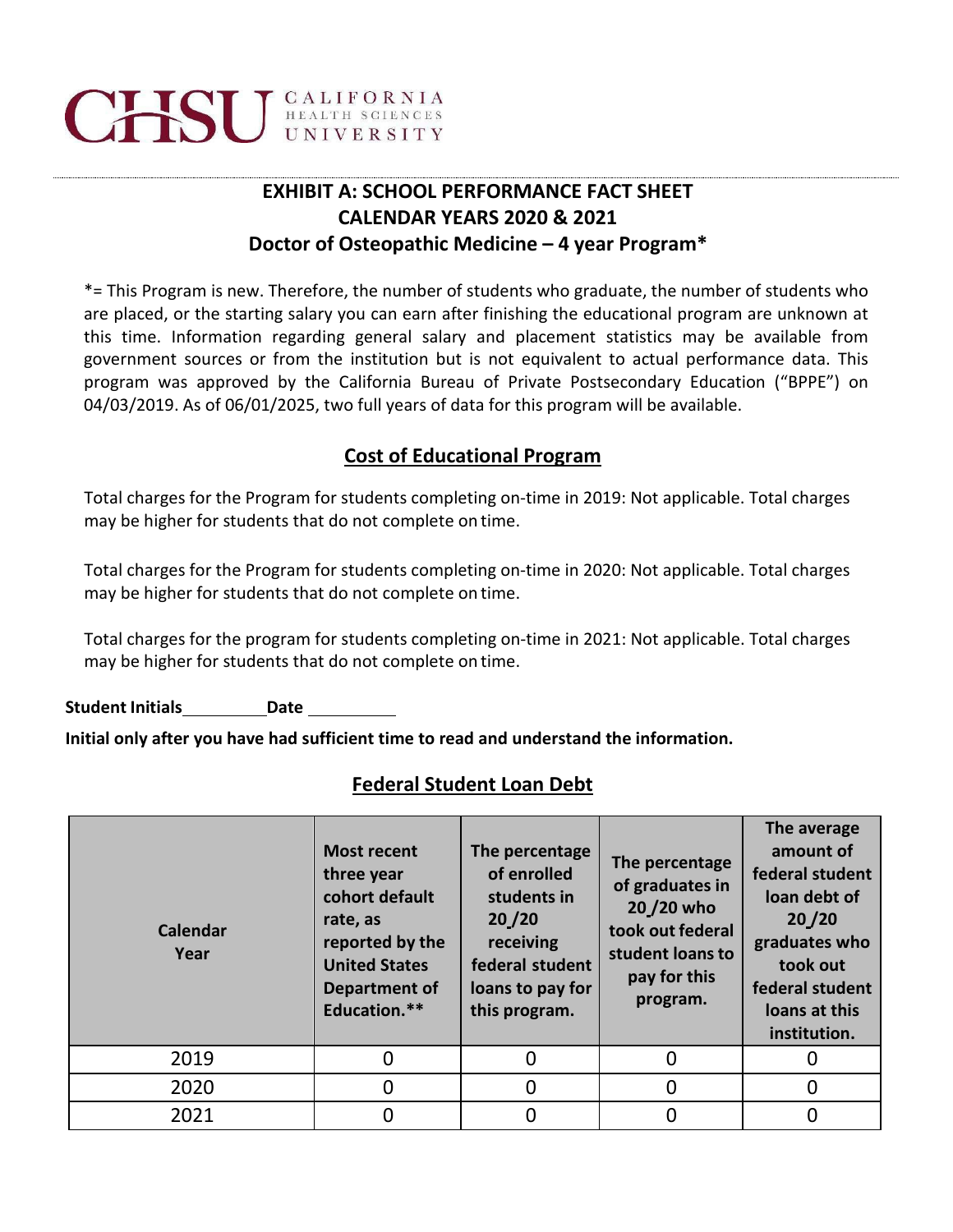CHSU CALIFORNIA HEALTH SCIENCES UNIVERSITY

## EXHIBIT A: SCHOOL PERFORMANCE FACT SHEET
## CALENDAR YEARS 2020 & 2021
## Doctor of Osteopathic Medicine – 4 year Program*

*= This Program is new. Therefore, the number of students who graduate, the number of students who are placed, or the starting salary you can earn after finishing the educational program are unknown at this time. Information regarding general salary and placement statistics may be available from government sources or from the institution but is not equivalent to actual performance data. This program was approved by the California Bureau of Private Postsecondary Education ("BPPE") on 04/03/2019. As of 06/01/2025, two full years of data for this program will be available.

### Cost of Educational Program

Total charges for the Program for students completing on-time in 2019: Not applicable. Total charges may be higher for students that do not complete on time.

Total charges for the Program for students completing on-time in 2020: Not applicable. Total charges may be higher for students that do not complete on time.

Total charges for the program for students completing on-time in 2021: Not applicable. Total charges may be higher for students that do not complete on time.

**Student Initials**\_\_\_\_\_\_\_\_\_\_ **Date** \_\_\_\_\_\_\_\_\_\_

**Initial only after you have had sufficient time to read and understand the information.**

### Federal Student Loan Debt

| Calendar Year | Most recent three year cohort default rate, as reported by the United States Department of Education.** | The percentage of enrolled students in 20_/20 receiving federal student loans to pay for this program. | The percentage of graduates in 20_/20 who took out federal student loans to pay for this program. | The average amount of federal student loan debt of 20_/20 graduates who took out federal student loans at this institution. |
|---|---|---|---|---|
| 2019 | 0 | 0 | 0 | 0 |
| 2020 | 0 | 0 | 0 | 0 |
| 2021 | 0 | 0 | 0 | 0 |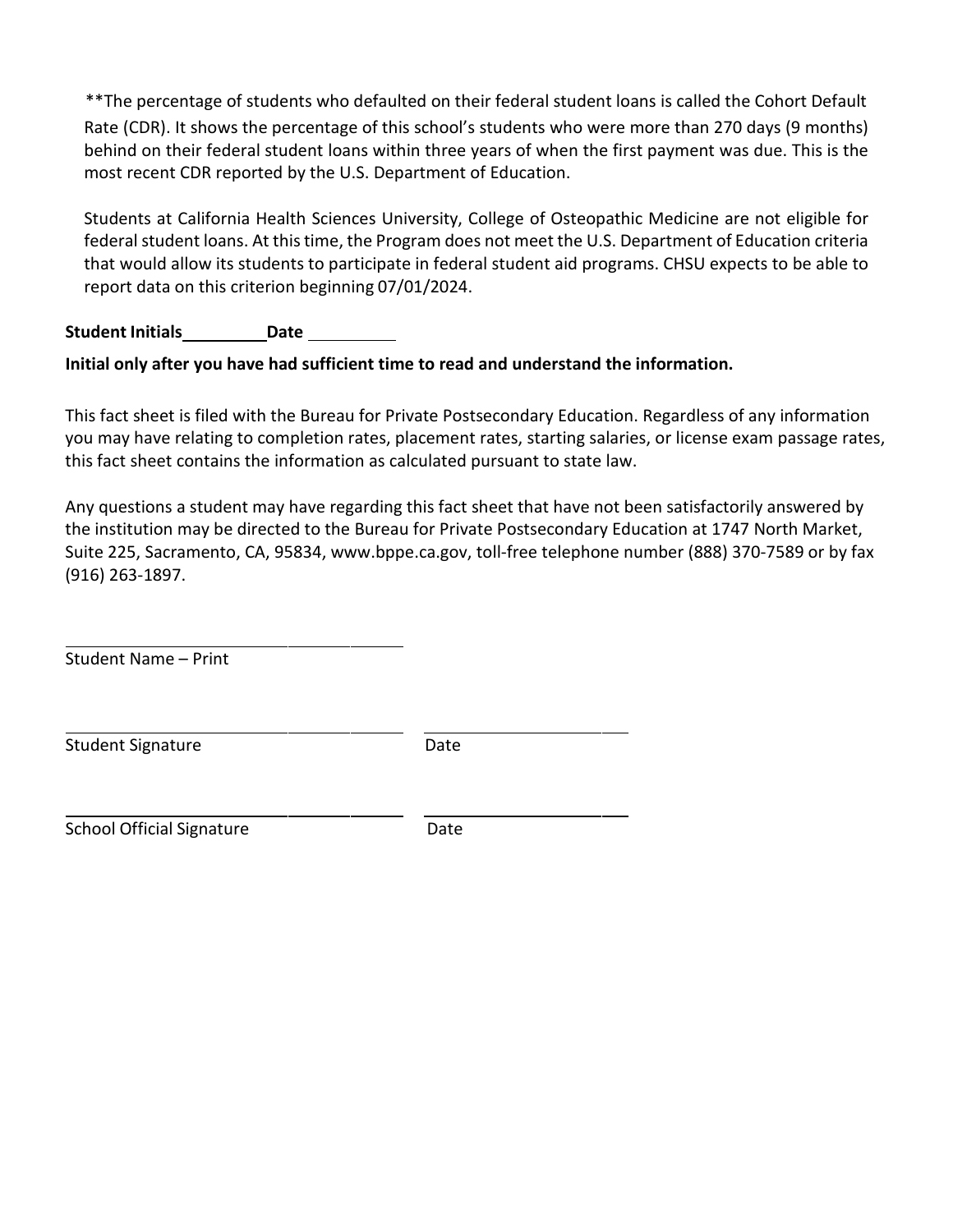**The percentage of students who defaulted on their federal student loans is called the Cohort Default Rate (CDR). It shows the percentage of this school's students who were more than 270 days (9 months) behind on their federal student loans within three years of when the first payment was due. This is the most recent CDR reported by the U.S. Department of Education.

Students at California Health Sciences University, College of Osteopathic Medicine are not eligible for federal student loans. At this time, the Program does not meet the U.S. Department of Education criteria that would allow its students to participate in federal student aid programs. CHSU expects to be able to report data on this criterion beginning 07/01/2024.

**Student Initials** __________ **Date** __________

**Initial only after you have had sufficient time to read and understand the information.**

This fact sheet is filed with the Bureau for Private Postsecondary Education. Regardless of any information you may have relating to completion rates, placement rates, starting salaries, or license exam passage rates, this fact sheet contains the information as calculated pursuant to state law.

Any questions a student may have regarding this fact sheet that have not been satisfactorily answered by the institution may be directed to the Bureau for Private Postsecondary Education at 1747 North Market, Suite 225, Sacramento, CA, 95834, www.bppe.ca.gov, toll-free telephone number (888) 370-7589 or by fax (916) 263-1897.

______________________________
Student Name – Print

______________________________ ______________________
Student Signature Date

______________________________ ______________________
School Official Signature Date